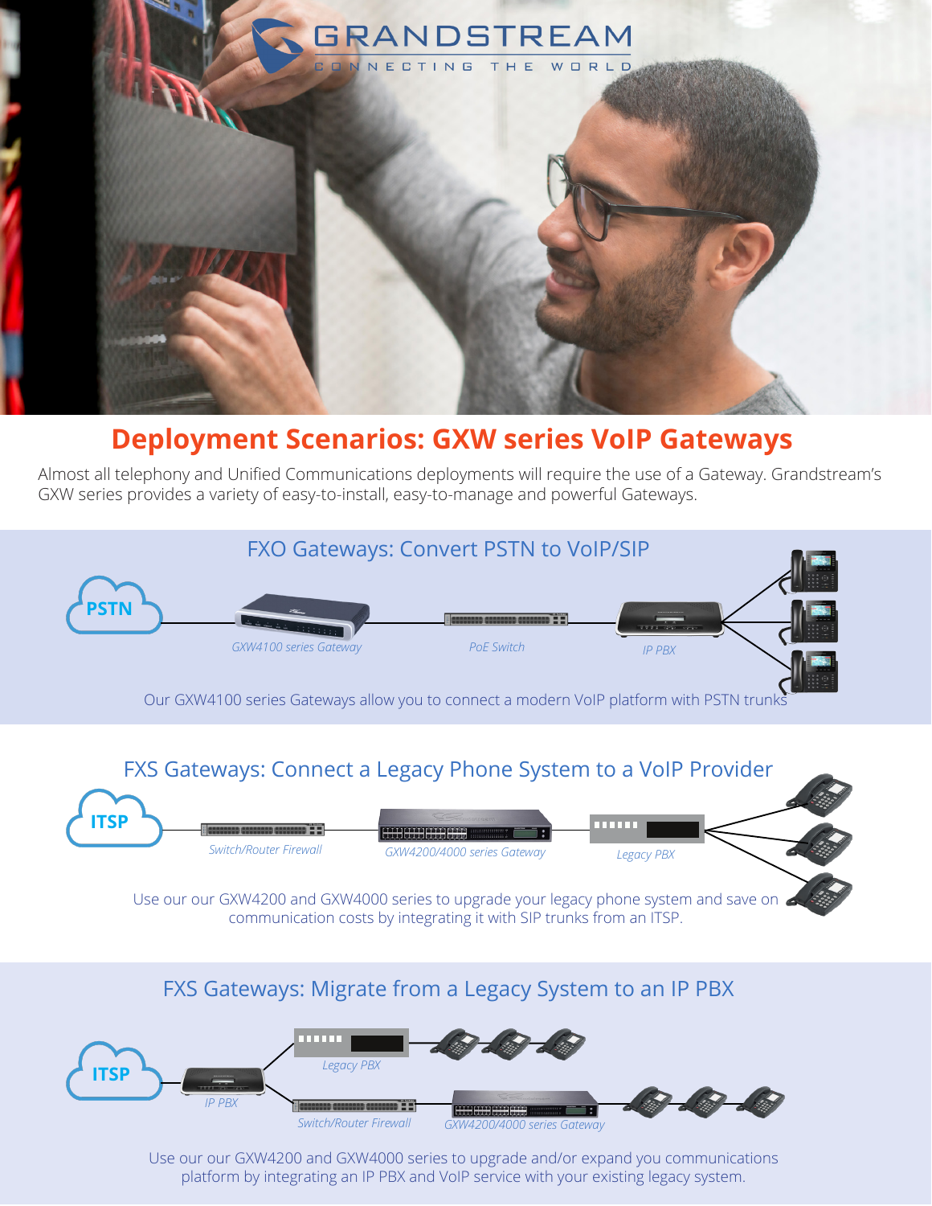GRANDSTREAM
CONNECTING THE WORLD

# Deployment Scenarios: GXW series VoIP Gateways

Almost all telephony and Unified Communications deployments will require the use of a Gateway. Grandstream's GXW series provides a variety of easy-to-install, easy-to-manage and powerful Gateways.

## FXO Gateways: Convert PSTN to VoIP/SIP

PSTN — GXW4100 series Gateway — PoE Switch — IP PBX

Our GXW4100 series Gateways allow you to connect a modern VoIP platform with PSTN trunks

## FXS Gateways: Connect a Legacy Phone System to a VoIP Provider

ITSP — Switch/Router Firewall — GXW4200/4000 series Gateway — Legacy PBX

Use our our GXW4200 and GXW4000 series to upgrade your legacy phone system and save on communication costs by integrating it with SIP trunks from an ITSP.

## FXS Gateways: Migrate from a Legacy System to an IP PBX

ITSP — IP PBX — Legacy PBX

IP PBX — Switch/Router Firewall — GXW4200/4000 series Gateway

Use our our GXW4200 and GXW4000 series to upgrade and/or expand you communications platform by integrating an IP PBX and VoIP service with your existing legacy system.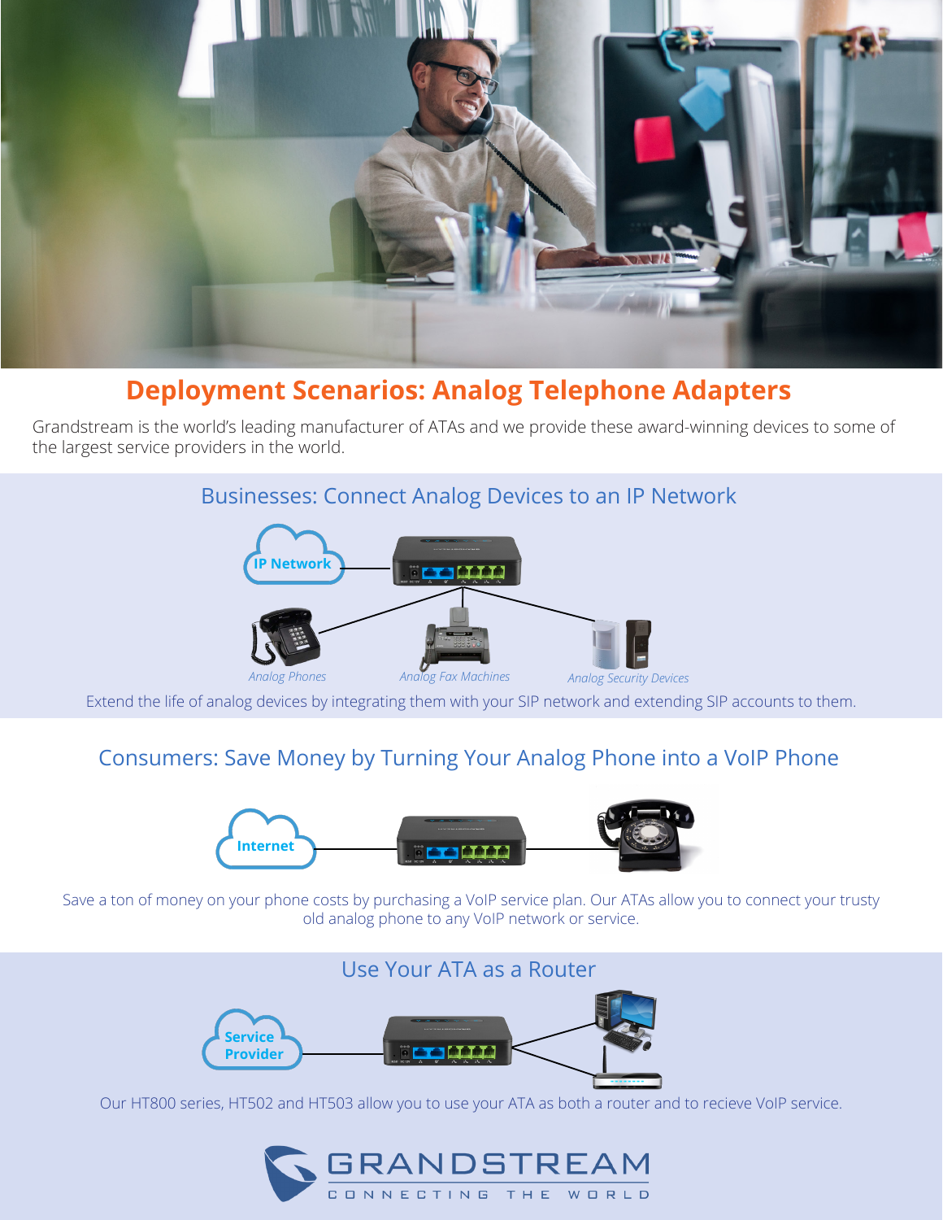# Deployment Scenarios: Analog Telephone Adapters

Grandstream is the world's leading manufacturer of ATAs and we provide these award-winning devices to some of the largest service providers in the world.

## Businesses: Connect Analog Devices to an IP Network

IP Network

*Analog Phones*

*Analog Fax Machines*

*Analog Security Devices*

Extend the life of analog devices by integrating them with your SIP network and extending SIP accounts to them.

## Consumers: Save Money by Turning Your Analog Phone into a VoIP Phone

Internet

Save a ton of money on your phone costs by purchasing a VoIP service plan. Our ATAs allow you to connect your trusty old analog phone to any VoIP network or service.

## Use Your ATA as a Router

Service Provider

Our HT800 series, HT502 and HT503 allow you to use your ATA as both a router and to recieve VoIP service.

GRANDSTREAM

CONNECTING THE WORLD